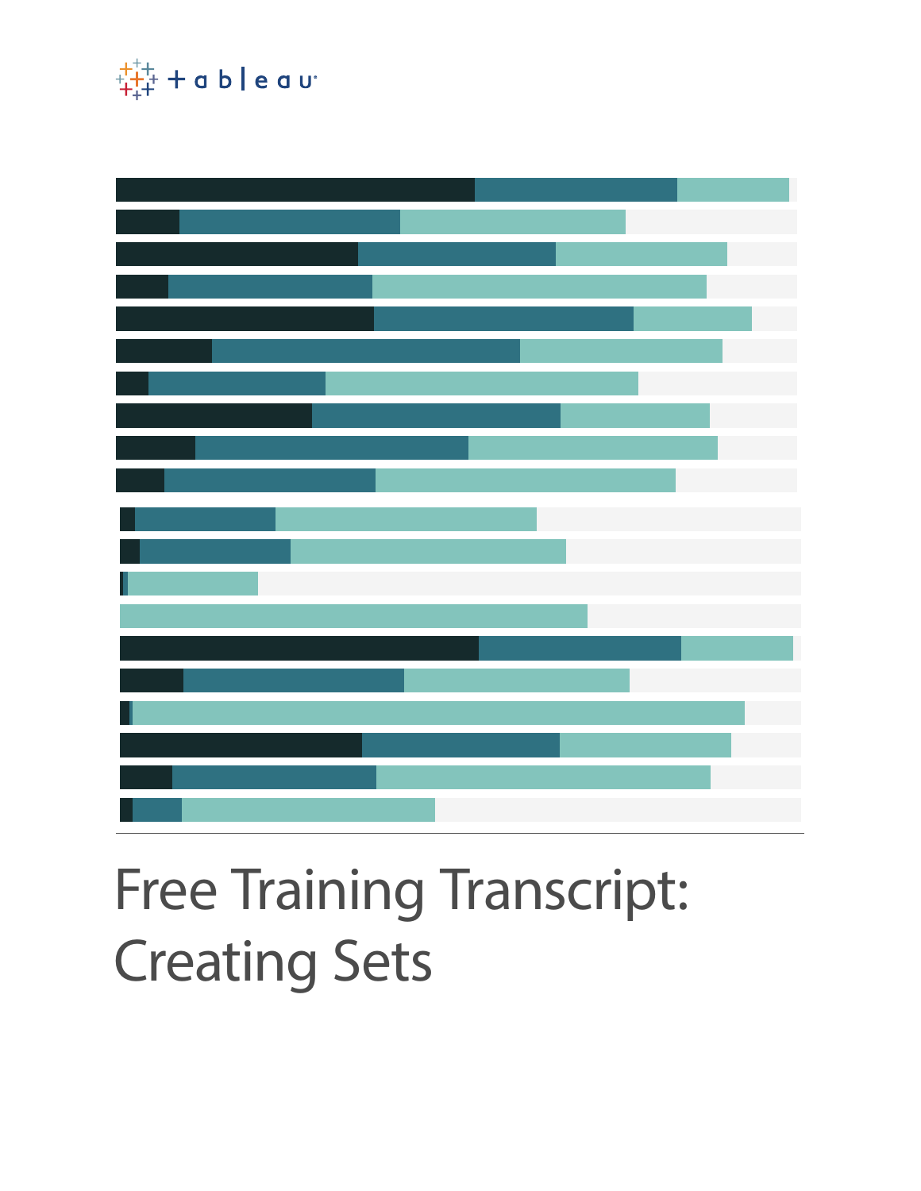# Free Training Transcript: Creating Sets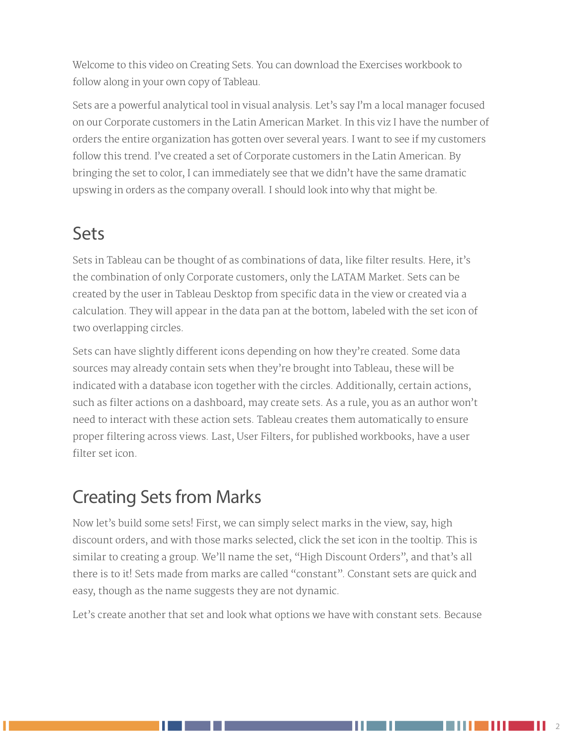Welcome to this video on Creating Sets. You can download the Exercises workbook to follow along in your own copy of Tableau.

Sets are a powerful analytical tool in visual analysis. Let's say I'm a local manager focused on our Corporate customers in the Latin American Market. In this viz I have the number of orders the entire organization has gotten over several years. I want to see if my customers follow this trend. I've created a set of Corporate customers in the Latin American. By bringing the set to color, I can immediately see that we didn't have the same dramatic upswing in orders as the company overall. I should look into why that might be.

## Sets

Sets in Tableau can be thought of as combinations of data, like filter results. Here, it's the combination of only Corporate customers, only the LATAM Market. Sets can be created by the user in Tableau Desktop from specific data in the view or created via a calculation. They will appear in the data pan at the bottom, labeled with the set icon of two overlapping circles.

Sets can have slightly different icons depending on how they're created. Some data sources may already contain sets when they're brought into Tableau, these will be indicated with a database icon together with the circles. Additionally, certain actions, such as filter actions on a dashboard, may create sets. As a rule, you as an author won't need to interact with these action sets. Tableau creates them automatically to ensure proper filtering across views. Last, User Filters, for published workbooks, have a user filter set icon.

## Creating Sets from Marks

Now let's build some sets! First, we can simply select marks in the view, say, high discount orders, and with those marks selected, click the set icon in the tooltip. This is similar to creating a group. We'll name the set, "High Discount Orders", and that's all there is to it! Sets made from marks are called "constant". Constant sets are quick and easy, though as the name suggests they are not dynamic.

Let's create another that set and look what options we have with constant sets. Because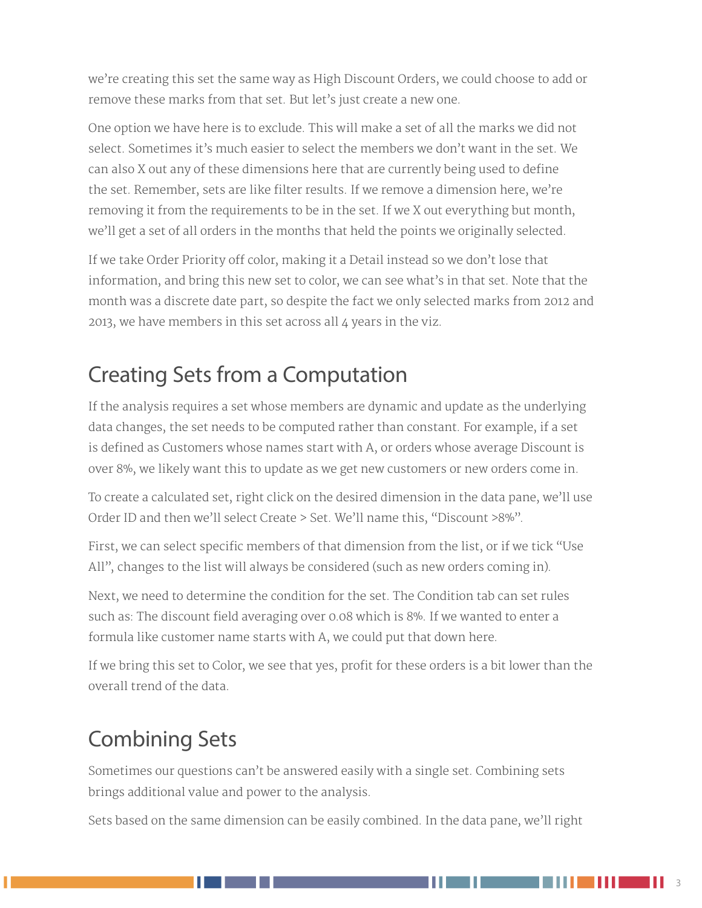we're creating this set the same way as High Discount Orders, we could choose to add or remove these marks from that set. But let's just create a new one.

One option we have here is to exclude. This will make a set of all the marks we did not select. Sometimes it's much easier to select the members we don't want in the set. We can also X out any of these dimensions here that are currently being used to define the set. Remember, sets are like filter results. If we remove a dimension here, we're removing it from the requirements to be in the set. If we X out everything but month, we'll get a set of all orders in the months that held the points we originally selected.

If we take Order Priority off color, making it a Detail instead so we don't lose that information, and bring this new set to color, we can see what's in that set. Note that the month was a discrete date part, so despite the fact we only selected marks from 2012 and 2013, we have members in this set across all 4 years in the viz.

## Creating Sets from a Computation

If the analysis requires a set whose members are dynamic and update as the underlying data changes, the set needs to be computed rather than constant. For example, if a set is defined as Customers whose names start with A, or orders whose average Discount is over 8%, we likely want this to update as we get new customers or new orders come in.

To create a calculated set, right click on the desired dimension in the data pane, we'll use Order ID and then we'll select Create > Set. We'll name this, "Discount >8%".

First, we can select specific members of that dimension from the list, or if we tick "Use All", changes to the list will always be considered (such as new orders coming in).

Next, we need to determine the condition for the set. The Condition tab can set rules such as: The discount field averaging over 0.08 which is 8%. If we wanted to enter a formula like customer name starts with A, we could put that down here.

If we bring this set to Color, we see that yes, profit for these orders is a bit lower than the overall trend of the data.

## Combining Sets

Sometimes our questions can't be answered easily with a single set. Combining sets brings additional value and power to the analysis.

Sets based on the same dimension can be easily combined. In the data pane, we'll right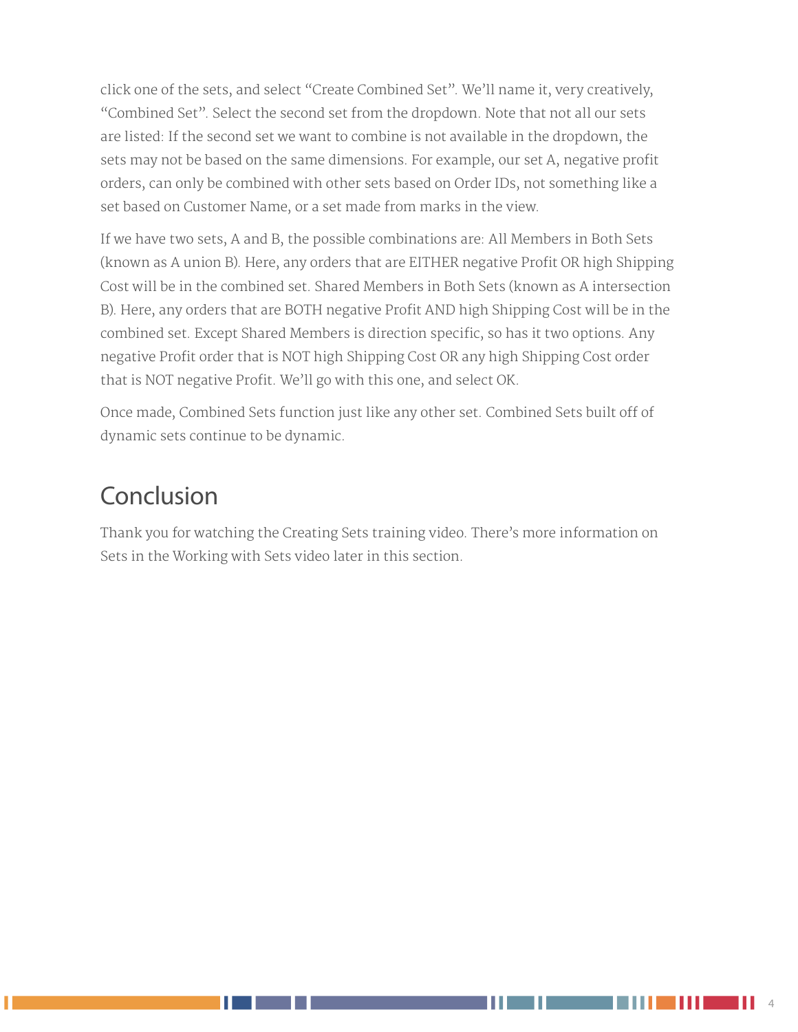click one of the sets, and select "Create Combined Set". We'll name it, very creatively, "Combined Set". Select the second set from the dropdown. Note that not all our sets are listed: If the second set we want to combine is not available in the dropdown, the sets may not be based on the same dimensions. For example, our set A, negative profit orders, can only be combined with other sets based on Order IDs, not something like a set based on Customer Name, or a set made from marks in the view.

If we have two sets, A and B, the possible combinations are: All Members in Both Sets (known as A union B). Here, any orders that are EITHER negative Profit OR high Shipping Cost will be in the combined set. Shared Members in Both Sets (known as A intersection B). Here, any orders that are BOTH negative Profit AND high Shipping Cost will be in the combined set. Except Shared Members is direction specific, so has it two options. Any negative Profit order that is NOT high Shipping Cost OR any high Shipping Cost order that is NOT negative Profit. We'll go with this one, and select OK.

Once made, Combined Sets function just like any other set. Combined Sets built off of dynamic sets continue to be dynamic.

## Conclusion

Thank you for watching the Creating Sets training video. There's more information on Sets in the Working with Sets video later in this section.